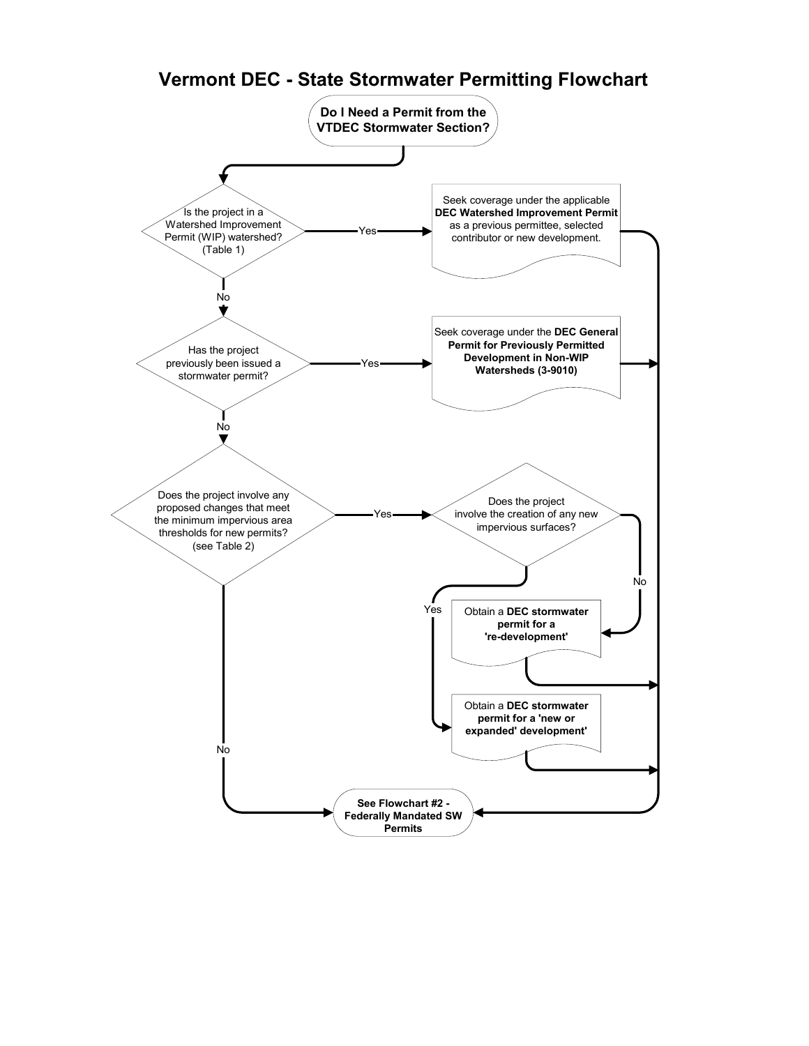# Vermont DEC - State Stormwater Permitting Flowchart

**Do I Need a Permit from the VTDEC Stormwater Section?**

- **Is the project in a Watershed Improvement Permit (WIP) watershed? (Table 1)**
  - **Yes** → Seek coverage under the applicable **DEC Watershed Improvement Permit** as a previous permittee, selected contributor or new development. → See Flowchart #2
  - **No** → **Has the project previously been issued a stormwater permit?**
    - **Yes** → Seek coverage under the **DEC General Permit for Previously Permitted Development in Non-WIP Watersheds (3-9010)** → See Flowchart #2
    - **No** → **Does the project involve any proposed changes that meet the minimum impervious area thresholds for new permits? (see Table 2)**
      - **Yes** → **Does the project involve the creation of any new impervious surfaces?**
        - **No** → Obtain a **DEC stormwater permit for a 're-development'** → See Flowchart #2
        - **Yes** → Obtain a **DEC stormwater permit for a 'new or expanded' development'** → See Flowchart #2
      - **No** → See Flowchart #2

**See Flowchart #2 - Federally Mandated SW Permits**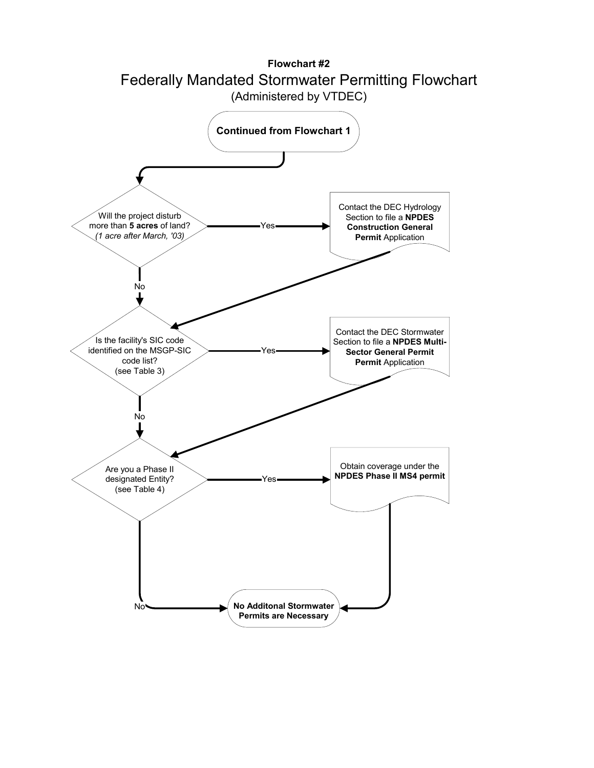**Flowchart #2**

# Federally Mandated Stormwater Permitting Flowchart

(Administered by VTDEC)

**Continued from Flowchart 1**

Will the project disturb more than **5 acres** of land? *(1 acre after March, '03)*

- Yes → Contact the DEC Hydrology Section to file a **NPDES Construction General Permit** Application
- No

Is the facility's SIC code identified on the MSGP-SIC code list? (see Table 3)

- Yes → Contact the DEC Stormwater Section to file a **NPDES Multi-Sector General Permit Permit** Application
- No

Are you a Phase II designated Entity? (see Table 4)

- Yes → Obtain coverage under the **NPDES Phase II MS4 permit**
- No

**No Additonal Stormwater Permits are Necessary**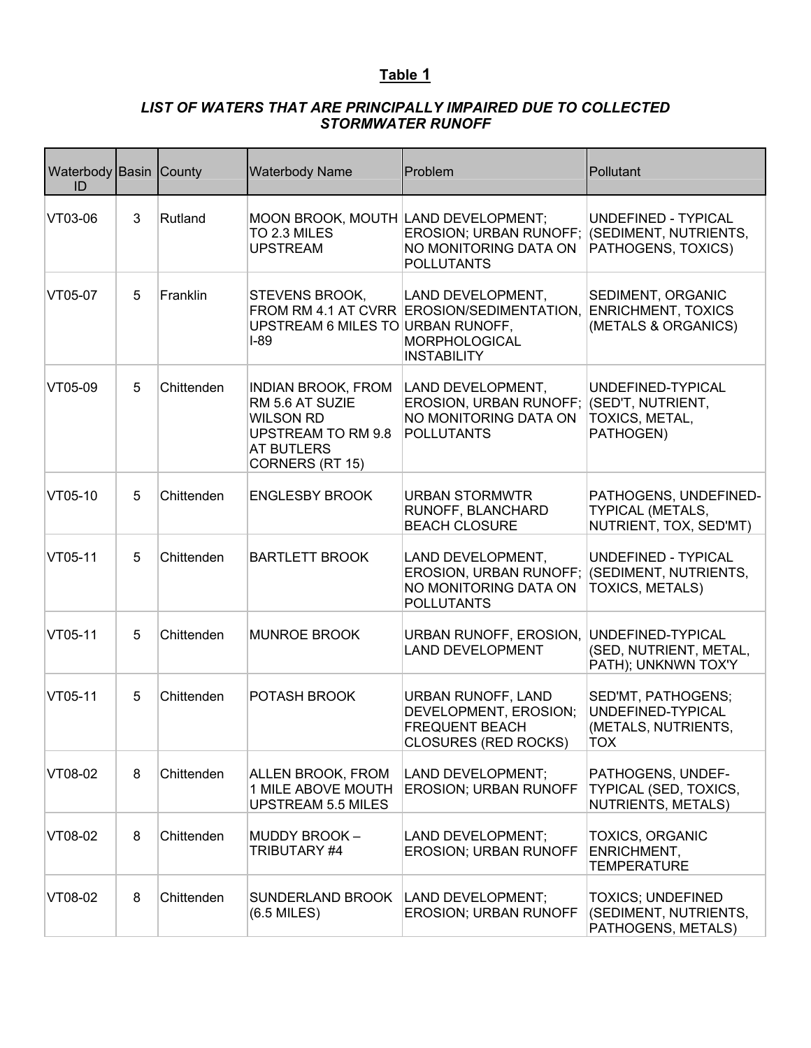# Table 1

***LIST OF WATERS THAT ARE PRINCIPALLY IMPAIRED DUE TO COLLECTED STORMWATER RUNOFF***

| Waterbody ID | Basin | County | Waterbody Name | Problem | Pollutant |
|---|---|---|---|---|---|
| VT03-06 | 3 | Rutland | MOON BROOK, MOUTH TO 2.3 MILES UPSTREAM | LAND DEVELOPMENT; EROSION; URBAN RUNOFF; NO MONITORING DATA ON POLLUTANTS | UNDEFINED - TYPICAL (SEDIMENT, NUTRIENTS, PATHOGENS, TOXICS) |
| VT05-07 | 5 | Franklin | STEVENS BROOK, FROM RM 4.1 AT CVRR UPSTREAM 6 MILES TO I-89 | LAND DEVELOPMENT, EROSION/SEDIMENTATION, URBAN RUNOFF, MORPHOLOGICAL INSTABILITY | SEDIMENT, ORGANIC ENRICHMENT, TOXICS (METALS & ORGANICS) |
| VT05-09 | 5 | Chittenden | INDIAN BROOK, FROM RM 5.6 AT SUZIE WILSON RD UPSTREAM TO RM 9.8 AT BUTLERS CORNERS (RT 15) | LAND DEVELOPMENT, EROSION, URBAN RUNOFF; NO MONITORING DATA ON POLLUTANTS | UNDEFINED-TYPICAL (SED'T, NUTRIENT, TOXICS, METAL, PATHOGEN) |
| VT05-10 | 5 | Chittenden | ENGLESBY BROOK | URBAN STORMWTR RUNOFF, BLANCHARD BEACH CLOSURE | PATHOGENS, UNDEFINED-TYPICAL (METALS, NUTRIENT, TOX, SED'MT) |
| VT05-11 | 5 | Chittenden | BARTLETT BROOK | LAND DEVELOPMENT, EROSION, URBAN RUNOFF; NO MONITORING DATA ON POLLUTANTS | UNDEFINED - TYPICAL (SEDIMENT, NUTRIENTS, TOXICS, METALS) |
| VT05-11 | 5 | Chittenden | MUNROE BROOK | URBAN RUNOFF, EROSION, LAND DEVELOPMENT | UNDEFINED-TYPICAL (SED, NUTRIENT, METAL, PATH); UNKNWN TOX'Y |
| VT05-11 | 5 | Chittenden | POTASH BROOK | URBAN RUNOFF, LAND DEVELOPMENT, EROSION; FREQUENT BEACH CLOSURES (RED ROCKS) | SED'MT, PATHOGENS; UNDEFINED-TYPICAL (METALS, NUTRIENTS, TOX |
| VT08-02 | 8 | Chittenden | ALLEN BROOK, FROM 1 MILE ABOVE MOUTH UPSTREAM 5.5 MILES | LAND DEVELOPMENT; EROSION; URBAN RUNOFF | PATHOGENS, UNDEF-TYPICAL (SED, TOXICS, NUTRIENTS, METALS) |
| VT08-02 | 8 | Chittenden | MUDDY BROOK – TRIBUTARY #4 | LAND DEVELOPMENT; EROSION; URBAN RUNOFF | TOXICS, ORGANIC ENRICHMENT, TEMPERATURE |
| VT08-02 | 8 | Chittenden | SUNDERLAND BROOK (6.5 MILES) | LAND DEVELOPMENT; EROSION; URBAN RUNOFF | TOXICS; UNDEFINED (SEDIMENT, NUTRIENTS, PATHOGENS, METALS) |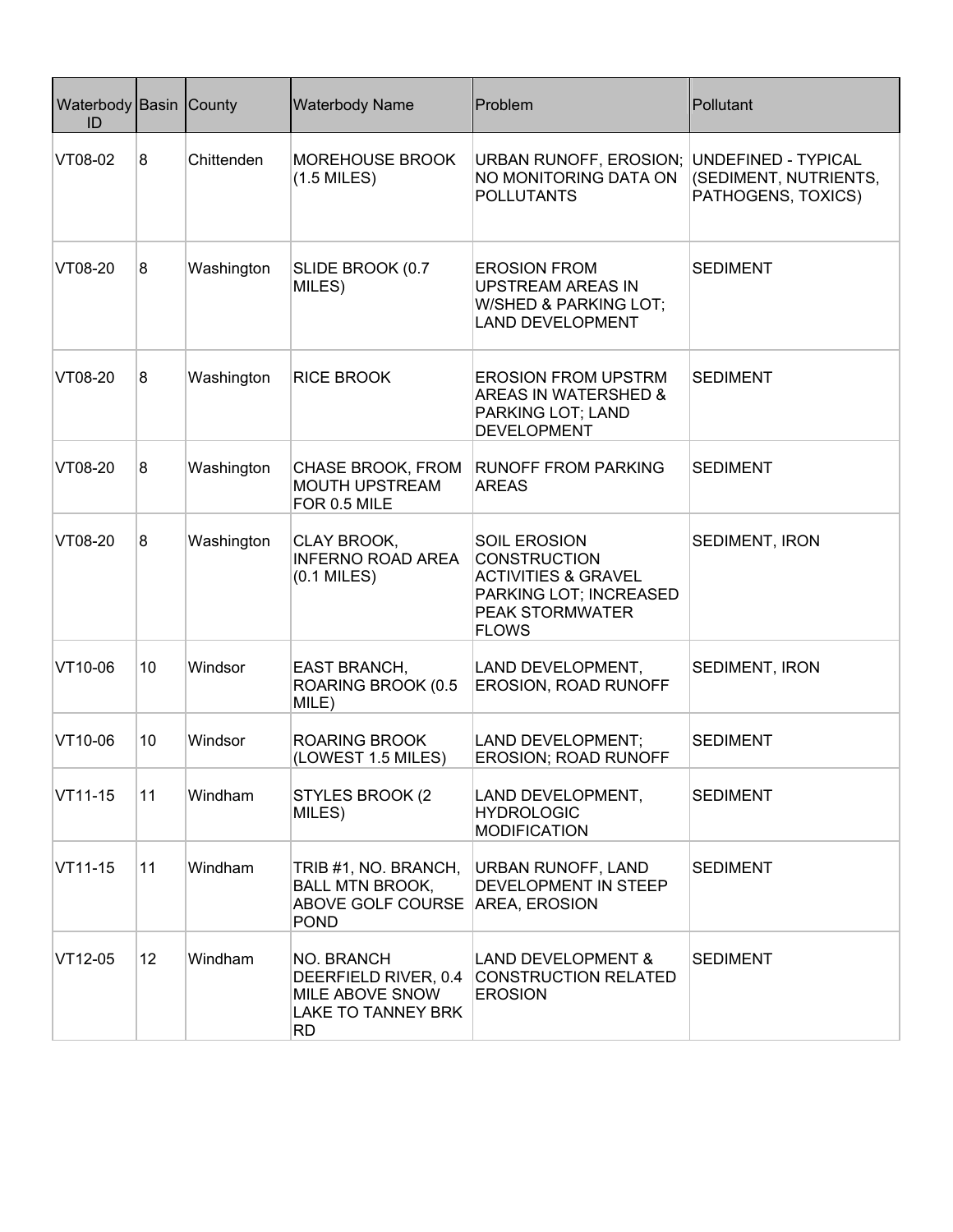| Waterbody ID | Basin | County | Waterbody Name | Problem | Pollutant |
|---|---|---|---|---|---|
| VT08-02 | 8 | Chittenden | MOREHOUSE BROOK (1.5 MILES) | URBAN RUNOFF, EROSION; NO MONITORING DATA ON POLLUTANTS | UNDEFINED - TYPICAL (SEDIMENT, NUTRIENTS, PATHOGENS, TOXICS) |
| VT08-20 | 8 | Washington | SLIDE BROOK (0.7 MILES) | EROSION FROM UPSTREAM AREAS IN W/SHED & PARKING LOT; LAND DEVELOPMENT | SEDIMENT |
| VT08-20 | 8 | Washington | RICE BROOK | EROSION FROM UPSTRM AREAS IN WATERSHED & PARKING LOT; LAND DEVELOPMENT | SEDIMENT |
| VT08-20 | 8 | Washington | CHASE BROOK, FROM MOUTH UPSTREAM FOR 0.5 MILE | RUNOFF FROM PARKING AREAS | SEDIMENT |
| VT08-20 | 8 | Washington | CLAY BROOK, INFERNO ROAD AREA (0.1 MILES) | SOIL EROSION CONSTRUCTION ACTIVITIES & GRAVEL PARKING LOT; INCREASED PEAK STORMWATER FLOWS | SEDIMENT, IRON |
| VT10-06 | 10 | Windsor | EAST BRANCH, ROARING BROOK (0.5 MILE) | LAND DEVELOPMENT, EROSION, ROAD RUNOFF | SEDIMENT, IRON |
| VT10-06 | 10 | Windsor | ROARING BROOK (LOWEST 1.5 MILES) | LAND DEVELOPMENT; EROSION; ROAD RUNOFF | SEDIMENT |
| VT11-15 | 11 | Windham | STYLES BROOK (2 MILES) | LAND DEVELOPMENT, HYDROLOGIC MODIFICATION | SEDIMENT |
| VT11-15 | 11 | Windham | TRIB #1, NO. BRANCH, BALL MTN BROOK, ABOVE GOLF COURSE POND | URBAN RUNOFF, LAND DEVELOPMENT IN STEEP AREA, EROSION | SEDIMENT |
| VT12-05 | 12 | Windham | NO. BRANCH DEERFIELD RIVER, 0.4 MILE ABOVE SNOW LAKE TO TANNEY BRK RD | LAND DEVELOPMENT & CONSTRUCTION RELATED EROSION | SEDIMENT |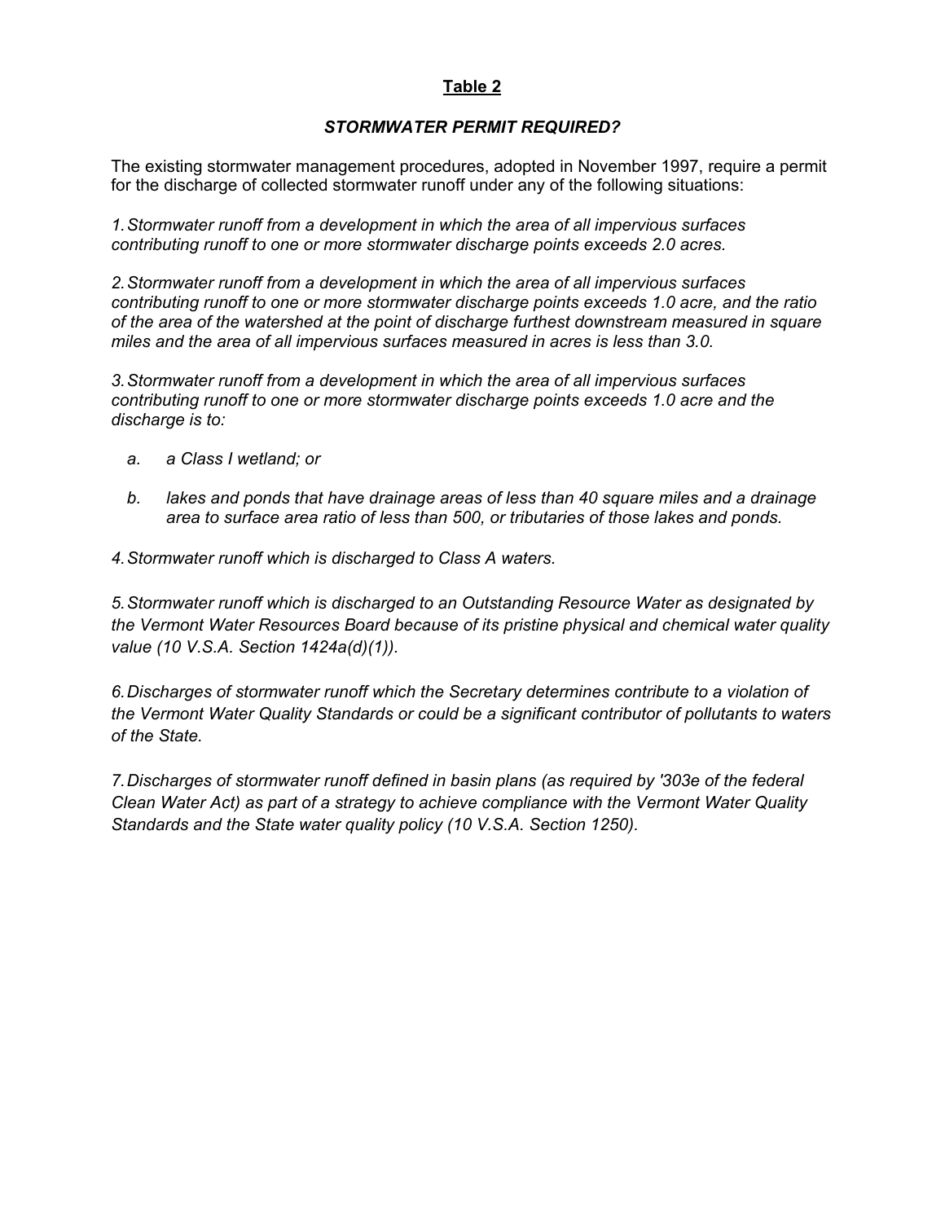**<u>Table 2</u>**

***STORMWATER PERMIT REQUIRED?***

The existing stormwater management procedures, adopted in November 1997, require a permit for the discharge of collected stormwater runoff under any of the following situations:

*1. Stormwater runoff from a development in which the area of all impervious surfaces contributing runoff to one or more stormwater discharge points exceeds 2.0 acres.*

*2. Stormwater runoff from a development in which the area of all impervious surfaces contributing runoff to one or more stormwater discharge points exceeds 1.0 acre, and the ratio of the area of the watershed at the point of discharge furthest downstream measured in square miles and the area of all impervious surfaces measured in acres is less than 3.0.*

*3. Stormwater runoff from a development in which the area of all impervious surfaces contributing runoff to one or more stormwater discharge points exceeds 1.0 acre and the discharge is to:*

*a. a Class I wetland; or*

*b. lakes and ponds that have drainage areas of less than 40 square miles and a drainage area to surface area ratio of less than 500, or tributaries of those lakes and ponds.*

*4. Stormwater runoff which is discharged to Class A waters.*

*5. Stormwater runoff which is discharged to an Outstanding Resource Water as designated by the Vermont Water Resources Board because of its pristine physical and chemical water quality value (10 V.S.A. Section 1424a(d)(1)).*

*6. Discharges of stormwater runoff which the Secretary determines contribute to a violation of the Vermont Water Quality Standards or could be a significant contributor of pollutants to waters of the State.*

*7. Discharges of stormwater runoff defined in basin plans (as required by '303e of the federal Clean Water Act) as part of a strategy to achieve compliance with the Vermont Water Quality Standards and the State water quality policy (10 V.S.A. Section 1250).*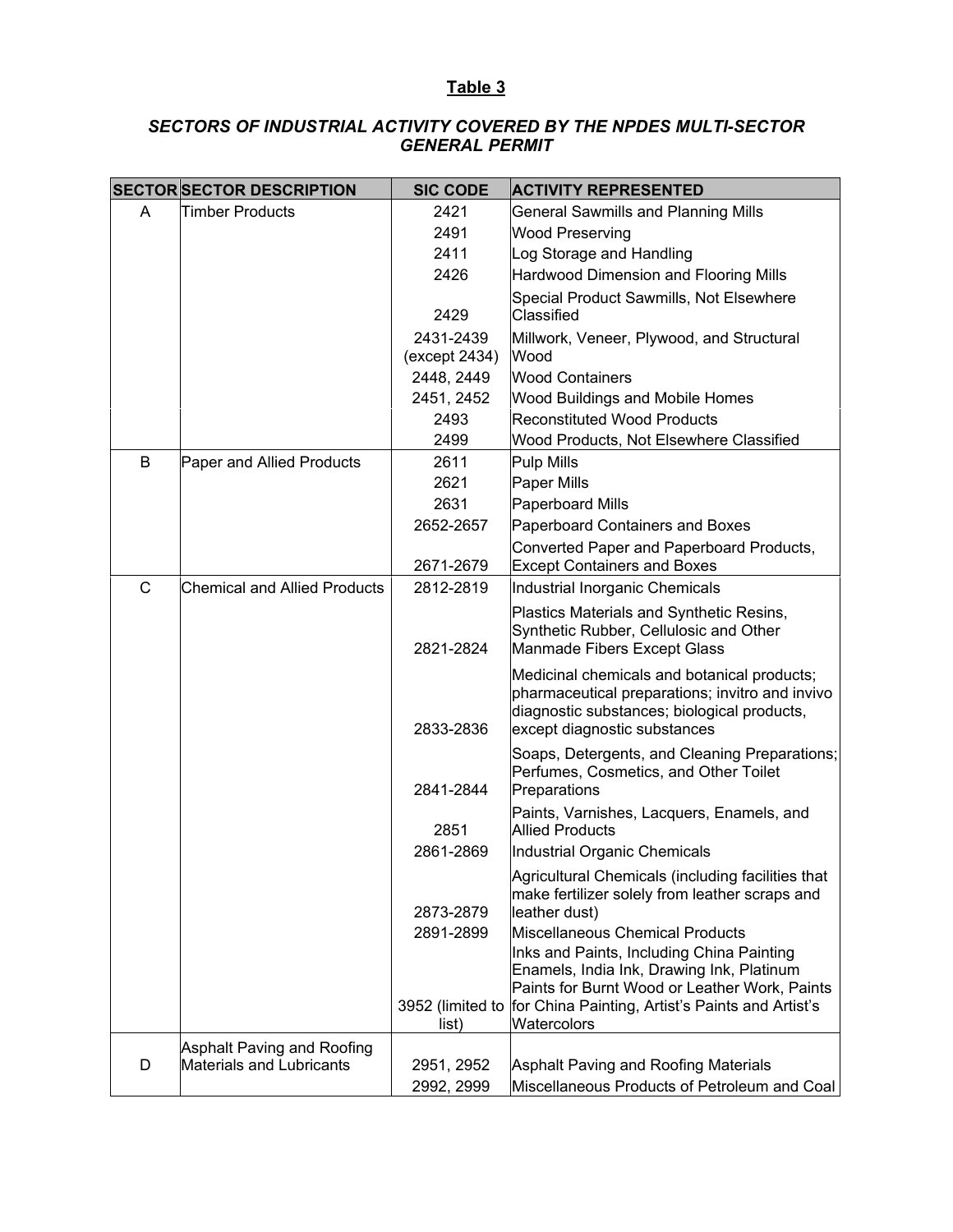## Table 3

### *SECTORS OF INDUSTRIAL ACTIVITY COVERED BY THE NPDES MULTI-SECTOR GENERAL PERMIT*

| SECTOR | SECTOR DESCRIPTION | SIC CODE | ACTIVITY REPRESENTED |
|---|---|---|---|
| A | Timber Products | 2421 | General Sawmills and Planning Mills |
| | | 2491 | Wood Preserving |
| | | 2411 | Log Storage and Handling |
| | | 2426 | Hardwood Dimension and Flooring Mills |
| | | 2429 | Special Product Sawmills, Not Elsewhere Classified |
| | | 2431-2439 (except 2434) | Millwork, Veneer, Plywood, and Structural Wood |
| | | 2448, 2449 | Wood Containers |
| | | 2451, 2452 | Wood Buildings and Mobile Homes |
| | | 2493 | Reconstituted Wood Products |
| | | 2499 | Wood Products, Not Elsewhere Classified |
| B | Paper and Allied Products | 2611 | Pulp Mills |
| | | 2621 | Paper Mills |
| | | 2631 | Paperboard Mills |
| | | 2652-2657 | Paperboard Containers and Boxes |
| | | 2671-2679 | Converted Paper and Paperboard Products, Except Containers and Boxes |
| C | Chemical and Allied Products | 2812-2819 | Industrial Inorganic Chemicals |
| | | 2821-2824 | Plastics Materials and Synthetic Resins, Synthetic Rubber, Cellulosic and Other Manmade Fibers Except Glass |
| | | 2833-2836 | Medicinal chemicals and botanical products; pharmaceutical preparations; invitro and invivo diagnostic substances; biological products, except diagnostic substances |
| | | 2841-2844 | Soaps, Detergents, and Cleaning Preparations; Perfumes, Cosmetics, and Other Toilet Preparations |
| | | 2851 | Paints, Varnishes, Lacquers, Enamels, and Allied Products |
| | | 2861-2869 | Industrial Organic Chemicals |
| | | 2873-2879 | Agricultural Chemicals (including facilities that make fertilizer solely from leather scraps and leather dust) |
| | | 2891-2899 | Miscellaneous Chemical Products |
| | | 3952 (limited to list) | Inks and Paints, Including China Painting Enamels, India Ink, Drawing Ink, Platinum Paints for Burnt Wood or Leather Work, Paints for China Painting, Artist's Paints and Artist's Watercolors |
| D | Asphalt Paving and Roofing Materials and Lubricants | 2951, 2952 | Asphalt Paving and Roofing Materials |
| | | 2992, 2999 | Miscellaneous Products of Petroleum and Coal |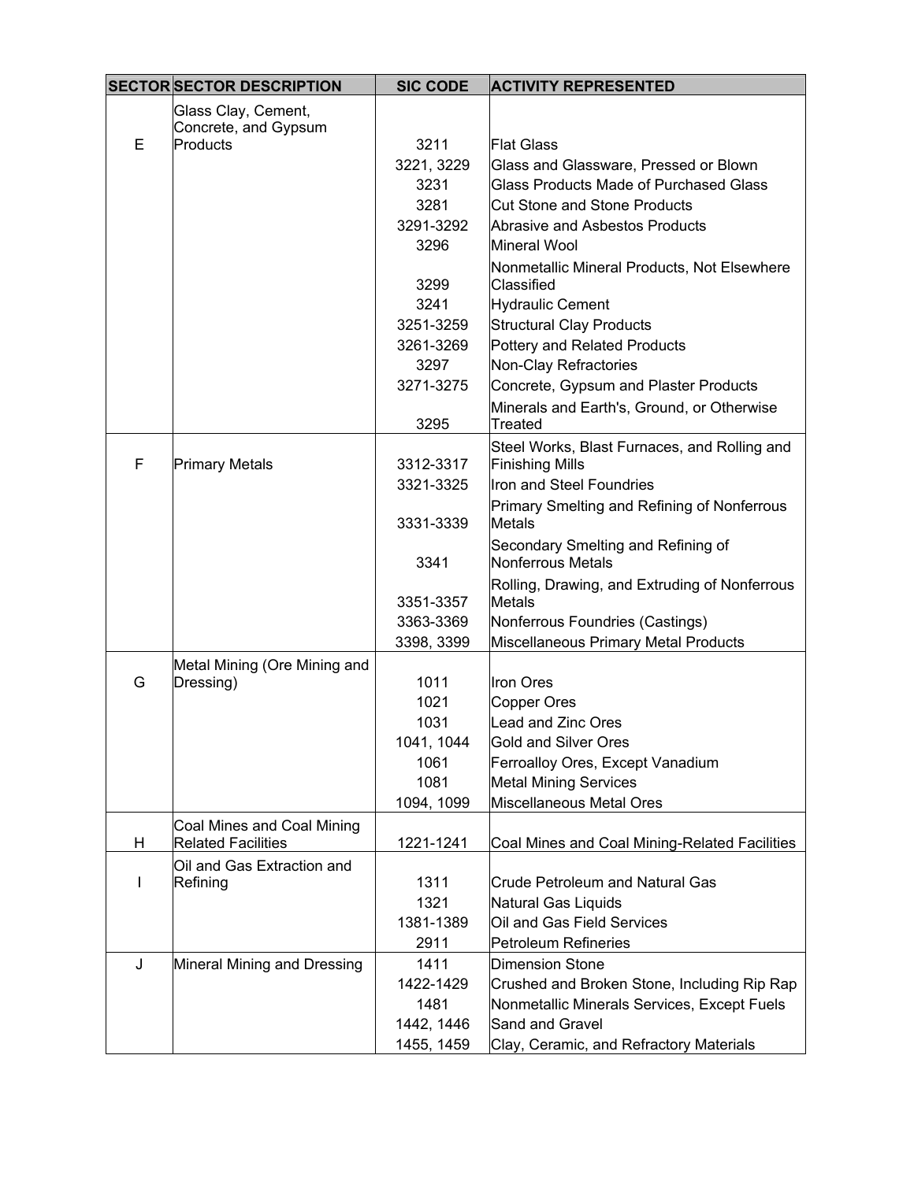| SECTOR | SECTOR DESCRIPTION | SIC CODE | ACTIVITY REPRESENTED |
|---|---|---|---|
| E | Glass Clay, Cement, Concrete, and Gypsum Products | 3211 | Flat Glass |
| | | 3221, 3229 | Glass and Glassware, Pressed or Blown |
| | | 3231 | Glass Products Made of Purchased Glass |
| | | 3281 | Cut Stone and Stone Products |
| | | 3291-3292 | Abrasive and Asbestos Products |
| | | 3296 | Mineral Wool |
| | | 3299 | Nonmetallic Mineral Products, Not Elsewhere Classified |
| | | 3241 | Hydraulic Cement |
| | | 3251-3259 | Structural Clay Products |
| | | 3261-3269 | Pottery and Related Products |
| | | 3297 | Non-Clay Refractories |
| | | 3271-3275 | Concrete, Gypsum and Plaster Products |
| | | 3295 | Minerals and Earth's, Ground, or Otherwise Treated |
| F | Primary Metals | 3312-3317 | Steel Works, Blast Furnaces, and Rolling and Finishing Mills |
| | | 3321-3325 | Iron and Steel Foundries |
| | | 3331-3339 | Primary Smelting and Refining of Nonferrous Metals |
| | | 3341 | Secondary Smelting and Refining of Nonferrous Metals |
| | | 3351-3357 | Rolling, Drawing, and Extruding of Nonferrous Metals |
| | | 3363-3369 | Nonferrous Foundries (Castings) |
| | | 3398, 3399 | Miscellaneous Primary Metal Products |
| G | Metal Mining (Ore Mining and Dressing) | 1011 | Iron Ores |
| | | 1021 | Copper Ores |
| | | 1031 | Lead and Zinc Ores |
| | | 1041, 1044 | Gold and Silver Ores |
| | | 1061 | Ferroalloy Ores, Except Vanadium |
| | | 1081 | Metal Mining Services |
| | | 1094, 1099 | Miscellaneous Metal Ores |
| H | Coal Mines and Coal Mining Related Facilities | 1221-1241 | Coal Mines and Coal Mining-Related Facilities |
| I | Oil and Gas Extraction and Refining | 1311 | Crude Petroleum and Natural Gas |
| | | 1321 | Natural Gas Liquids |
| | | 1381-1389 | Oil and Gas Field Services |
| | | 2911 | Petroleum Refineries |
| J | Mineral Mining and Dressing | 1411 | Dimension Stone |
| | | 1422-1429 | Crushed and Broken Stone, Including Rip Rap |
| | | 1481 | Nonmetallic Minerals Services, Except Fuels |
| | | 1442, 1446 | Sand and Gravel |
| | | 1455, 1459 | Clay, Ceramic, and Refractory Materials |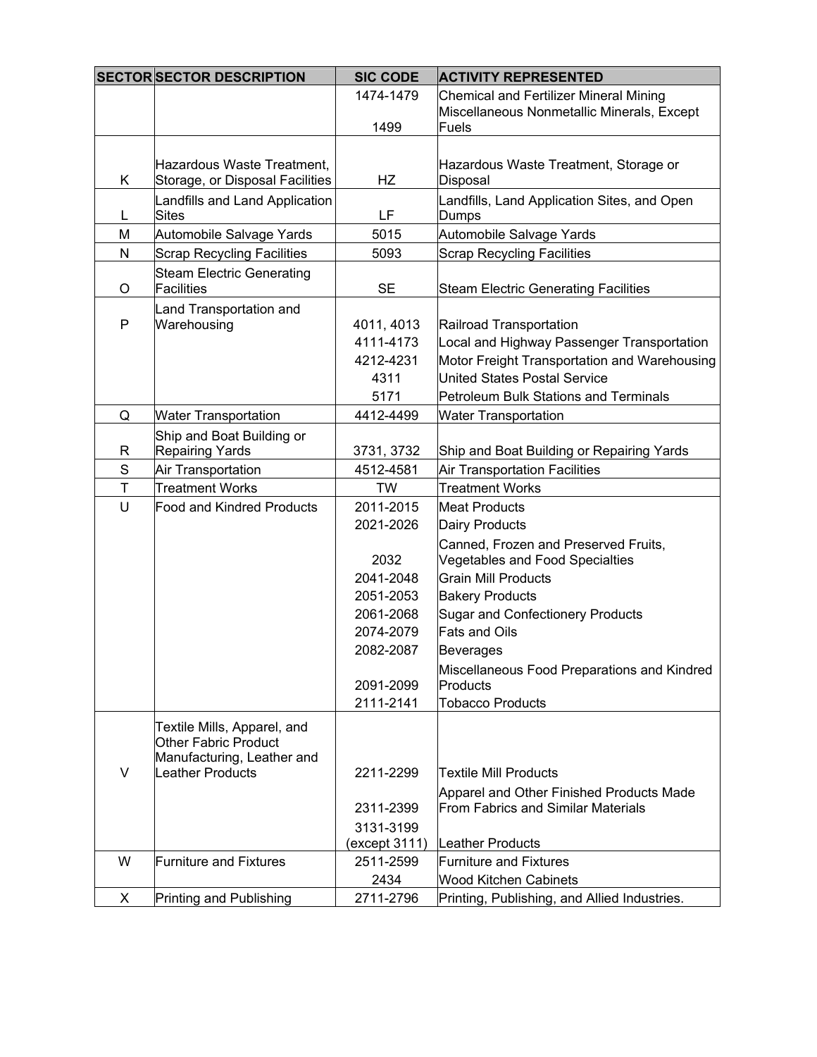| SECTOR | SECTOR DESCRIPTION | SIC CODE | ACTIVITY REPRESENTED |
| --- | --- | --- | --- |
| | | 1474-1479 | Chemical and Fertilizer Mineral Mining |
| | | 1499 | Miscellaneous Nonmetallic Minerals, Except Fuels |
| K | Hazardous Waste Treatment, Storage, or Disposal Facilities | HZ | Hazardous Waste Treatment, Storage or Disposal |
| L | Landfills and Land Application Sites | LF | Landfills, Land Application Sites, and Open Dumps |
| M | Automobile Salvage Yards | 5015 | Automobile Salvage Yards |
| N | Scrap Recycling Facilities | 5093 | Scrap Recycling Facilities |
| O | Steam Electric Generating Facilities | SE | Steam Electric Generating Facilities |
| P | Land Transportation and Warehousing | 4011, 4013 | Railroad Transportation |
| | | 4111-4173 | Local and Highway Passenger Transportation |
| | | 4212-4231 | Motor Freight Transportation and Warehousing |
| | | 4311 | United States Postal Service |
| | | 5171 | Petroleum Bulk Stations and Terminals |
| Q | Water Transportation | 4412-4499 | Water Transportation |
| R | Ship and Boat Building or Repairing Yards | 3731, 3732 | Ship and Boat Building or Repairing Yards |
| S | Air Transportation | 4512-4581 | Air Transportation Facilities |
| T | Treatment Works | TW | Treatment Works |
| U | Food and Kindred Products | 2011-2015 | Meat Products |
| | | 2021-2026 | Dairy Products |
| | | 2032 | Canned, Frozen and Preserved Fruits, Vegetables and Food Specialties |
| | | 2041-2048 | Grain Mill Products |
| | | 2051-2053 | Bakery Products |
| | | 2061-2068 | Sugar and Confectionery Products |
| | | 2074-2079 | Fats and Oils |
| | | 2082-2087 | Beverages |
| | | 2091-2099 | Miscellaneous Food Preparations and Kindred Products |
| | | 2111-2141 | Tobacco Products |
| V | Textile Mills, Apparel, and Other Fabric Product Manufacturing, Leather and Leather Products | 2211-2299 | Textile Mill Products |
| | | 2311-2399 | Apparel and Other Finished Products Made From Fabrics and Similar Materials |
| | | 3131-3199 (except 3111) | Leather Products |
| W | Furniture and Fixtures | 2511-2599 | Furniture and Fixtures |
| | | 2434 | Wood Kitchen Cabinets |
| X | Printing and Publishing | 2711-2796 | Printing, Publishing, and Allied Industries. |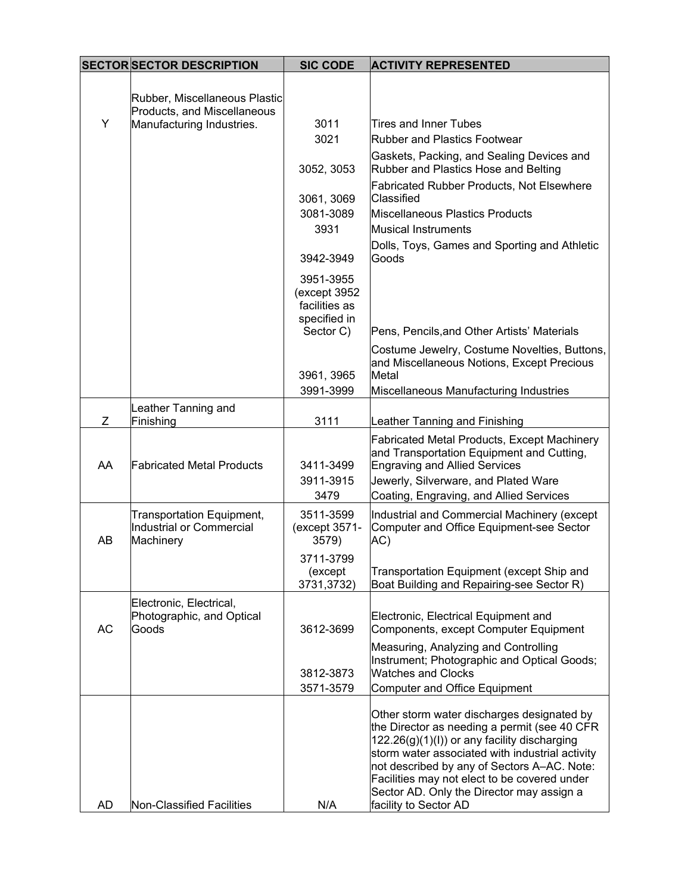| SECTOR | SECTOR DESCRIPTION | SIC CODE | ACTIVITY REPRESENTED |
|---|---|---|---|
| Y | Rubber, Miscellaneous Plastic Products, and Miscellaneous Manufacturing Industries. | 3011 | Tires and Inner Tubes |
| | | 3021 | Rubber and Plastics Footwear |
| | | 3052, 3053 | Gaskets, Packing, and Sealing Devices and Rubber and Plastics Hose and Belting |
| | | 3061, 3069 | Fabricated Rubber Products, Not Elsewhere Classified |
| | | 3081-3089 | Miscellaneous Plastics Products |
| | | 3931 | Musical Instruments |
| | | 3942-3949 | Dolls, Toys, Games and Sporting and Athletic Goods |
| | | 3951-3955 (except 3952 facilities as specified in Sector C) | Pens, Pencils,and Other Artists' Materials |
| | | 3961, 3965 | Costume Jewelry, Costume Novelties, Buttons, and Miscellaneous Notions, Except Precious Metal |
| | | 3991-3999 | Miscellaneous Manufacturing Industries |
| Z | Leather Tanning and Finishing | 3111 | Leather Tanning and Finishing |
| AA | Fabricated Metal Products | 3411-3499 | Fabricated Metal Products, Except Machinery and Transportation Equipment and Cutting, Engraving and Allied Services |
| | | 3911-3915 | Jewerly, Silverware, and Plated Ware |
| | | 3479 | Coating, Engraving, and Allied Services |
| AB | Transportation Equipment, Industrial or Commercial Machinery | 3511-3599 (except 3571-3579) | Industrial and Commercial Machinery (except Computer and Office Equipment-see Sector AC) |
| | | 3711-3799 (except 3731,3732) | Transportation Equipment (except Ship and Boat Building and Repairing-see Sector R) |
| AC | Electronic, Electrical, Photographic, and Optical Goods | 3612-3699 | Electronic, Electrical Equipment and Components, except Computer Equipment |
| | | 3812-3873 | Measuring, Analyzing and Controlling Instrument; Photographic and Optical Goods; Watches and Clocks |
| | | 3571-3579 | Computer and Office Equipment |
| AD | Non-Classified Facilities | N/A | Other storm water discharges designated by the Director as needing a permit (see 40 CFR 122.26(g)(1)(I)) or any facility discharging storm water associated with industrial activity not described by any of Sectors A–AC. Note: Facilities may not elect to be covered under Sector AD. Only the Director may assign a facility to Sector AD |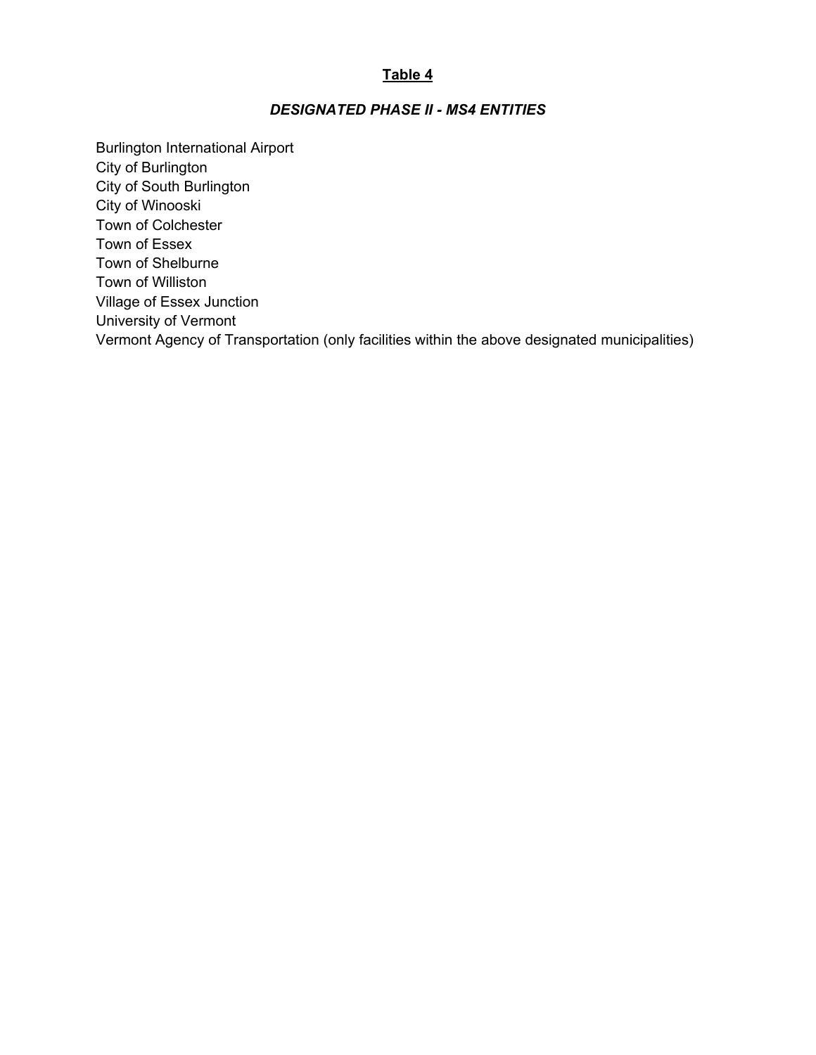**Table 4**

***DESIGNATED PHASE II - MS4 ENTITIES***

Burlington International Airport
City of Burlington
City of South Burlington
City of Winooski
Town of Colchester
Town of Essex
Town of Shelburne
Town of Williston
Village of Essex Junction
University of Vermont
Vermont Agency of Transportation (only facilities within the above designated municipalities)